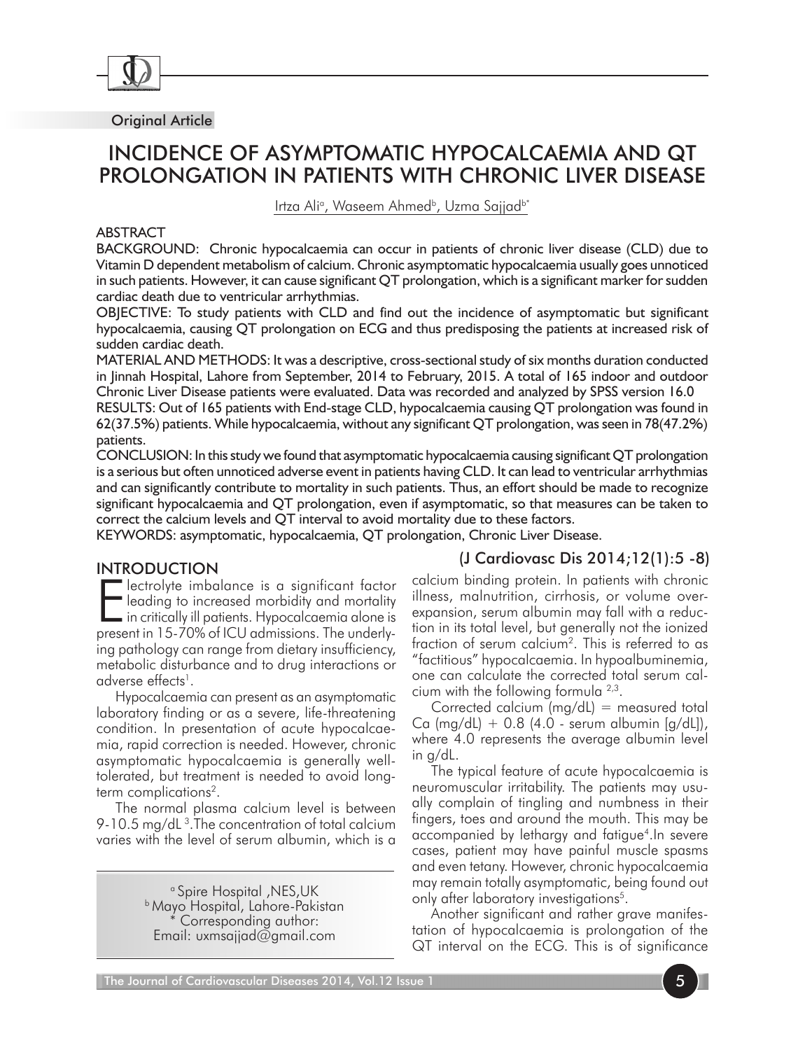Original Article

# INCIDENCE OF ASYMPTOMATIC HYPOCALCAEMIA AND QT PROLONGATION IN PATIENTS WITH CHRONIC LIVER DISEASE

Irtza Ali[a], Waseem Ahmed[b], Uzma Sajjad[b*]

## ABSTRACT

BACKGROUND: Chronic hypocalcaemia can occur in patients of chronic liver disease (CLD) due to Vitamin D dependent metabolism of calcium. Chronic asymptomatic hypocalcaemia usually goes unnoticed in such patients. However, it can cause significant QT prolongation, which is a significant marker for sudden cardiac death due to ventricular arrhythmias.

OBJECTIVE: To study patients with CLD and find out the incidence of asymptomatic but significant hypocalcaemia, causing QT prolongation on ECG and thus predisposing the patients at increased risk of sudden cardiac death.

MATERIAL AND METHODS: It was a descriptive, cross-sectional study of six months duration conducted in Jinnah Hospital, Lahore from September, 2014 to February, 2015. A total of 165 indoor and outdoor Chronic Liver Disease patients were evaluated. Data was recorded and analyzed by SPSS version 16.0

RESULTS: Out of 165 patients with End-stage CLD, hypocalcaemia causing QT prolongation was found in 62(37.5%) patients. While hypocalcaemia, without any significant QT prolongation, was seen in 78(47.2%) patients.

CONCLUSION: In this study we found that asymptomatic hypocalcaemia causing significant QT prolongation is a serious but often unnoticed adverse event in patients having CLD. It can lead to ventricular arrhythmias and can significantly contribute to mortality in such patients. Thus, an effort should be made to recognize significant hypocalcaemia and QT prolongation, even if asymptomatic, so that measures can be taken to correct the calcium levels and QT interval to avoid mortality due to these factors.

KEYWORDS: asymptomatic, hypocalcaemia, QT prolongation, Chronic Liver Disease.

(J Cardiovasc Dis 2014;12(1):5 -8)

## INTRODUCTION

Electrolyte imbalance is a significant factor leading to increased morbidity and mortality in critically ill patients. Hypocalcaemia alone is present in 15-70% of ICU admissions. The underlying pathology can range from dietary insufficiency, metabolic disturbance and to drug interactions or adverse effects[1].

Hypocalcaemia can present as an asymptomatic laboratory finding or as a severe, life-threatening condition. In presentation of acute hypocalcaemia, rapid correction is needed. However, chronic asymptomatic hypocalcaemia is generally well-tolerated, but treatment is needed to avoid long-term complications[2].

The normal plasma calcium level is between 9-10.5 mg/dL[3]. The concentration of total calcium varies with the level of serum albumin, which is a calcium binding protein. In patients with chronic illness, malnutrition, cirrhosis, or volume over-expansion, serum albumin may fall with a reduction in its total level, but generally not the ionized fraction of serum calcium[2]. This is referred to as "factitious" hypocalcaemia. In hypoalbuminemia, one can calculate the corrected total serum calcium with the following formula [2,3].

Corrected calcium (mg/dL) = measured total Ca (mg/dL) + 0.8 (4.0 - serum albumin [g/dL]), where 4.0 represents the average albumin level in g/dL.

The typical feature of acute hypocalcaemia is neuromuscular irritability. The patients may usually complain of tingling and numbness in their fingers, toes and around the mouth. This may be accompanied by lethargy and fatigue[4]. In severe cases, patient may have painful muscle spasms and even tetany. However, chronic hypocalcaemia may remain totally asymptomatic, being found out only after laboratory investigations[5].

Another significant and rather grave manifestation of hypocalcaemia is prolongation of the QT interval on the ECG. This is of significance

[a] Spire Hospital ,NES,UK
[b] Mayo Hospital, Lahore-Pakistan
* Corresponding author:
Email: uxmsajjad@gmail.com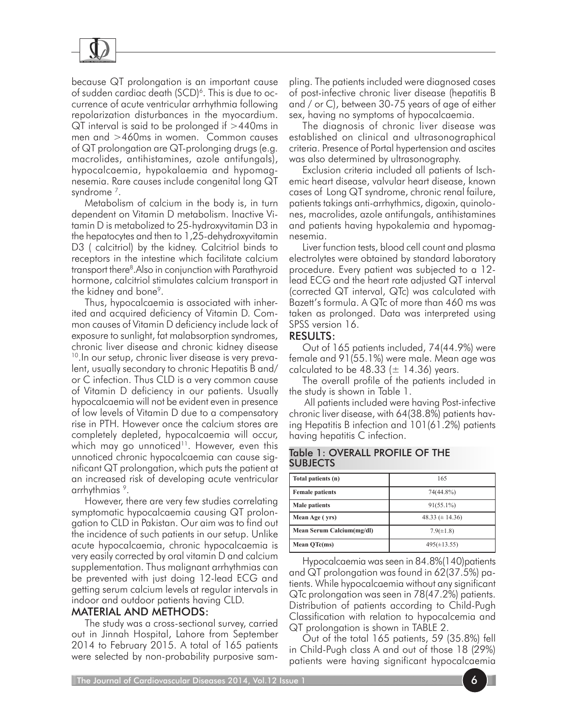because QT prolongation is an important cause of sudden cardiac death (SCD)[6]. This is due to occurrence of acute ventricular arrhythmia following repolarization disturbances in the myocardium. QT interval is said to be prolonged if >440ms in men and >460ms in women. Common causes of QT prolongation are QT-prolonging drugs (e.g. macrolides, antihistamines, azole antifungals), hypocalcaemia, hypokalaemia and hypomagnesemia. Rare causes include congenital long QT syndrome [7].

Metabolism of calcium in the body is, in turn dependent on Vitamin D metabolism. Inactive Vitamin D is metabolized to 25-hydroxyvitamin D3 in the hepatocytes and then to 1,25-dehydroxyvitamin D3 ( calcitriol) by the kidney. Calcitriol binds to receptors in the intestine which facilitate calcium transport there[8].Also in conjunction with Parathyroid hormone, calcitriol stimulates calcium transport in the kidney and bone[9].

Thus, hypocalcaemia is associated with inherited and acquired deficiency of Vitamin D. Common causes of Vitamin D deficiency include lack of exposure to sunlight, fat malabsorption syndromes, chronic liver disease and chronic kidney disease [10].In our setup, chronic liver disease is very prevalent, usually secondary to chronic Hepatitis B and/ or C infection. Thus CLD is a very common cause of Vitamin D deficiency in our patients. Usually hypocalcaemia will not be evident even in presence of low levels of Vitamin D due to a compensatory rise in PTH. However once the calcium stores are completely depleted, hypocalcaemia will occur, which may go unnoticed[11]. However, even this unnoticed chronic hypocalcaemia can cause significant QT prolongation, which puts the patient at an increased risk of developing acute ventricular arrhythmias [9].

However, there are very few studies correlating symptomatic hypocalcaemia causing QT prolongation to CLD in Pakistan. Our aim was to find out the incidence of such patients in our setup. Unlike acute hypocalcaemia, chronic hypocalcaemia is very easily corrected by oral vitamin D and calcium supplementation. Thus malignant arrhythmias can be prevented with just doing 12-lead ECG and getting serum calcium levels at regular intervals in indoor and outdoor patients having CLD.

## MATERIAL AND METHODS:

The study was a cross-sectional survey, carried out in Jinnah Hospital, Lahore from September 2014 to February 2015. A total of 165 patients were selected by non-probability purposive sampling. The patients included were diagnosed cases of post-infective chronic liver disease (hepatitis B and / or C), between 30-75 years of age of either sex, having no symptoms of hypocalcaemia.

The diagnosis of chronic liver disease was established on clinical and ultrasonographical criteria. Presence of Portal hypertension and ascites was also determined by ultrasonography.

Exclusion criteria included all patients of Ischemic heart disease, valvular heart disease, known cases of Long QT syndrome, chronic renal failure, patients takings anti-arrhythmics, digoxin, quinolones, macrolides, azole antifungals, antihistamines and patients having hypokalemia and hypomagnesemia.

Liver function tests, blood cell count and plasma electrolytes were obtained by standard laboratory procedure. Every patient was subjected to a 12-lead ECG and the heart rate adjusted QT interval (corrected QT interval, QTc) was calculated with Bazett's formula. A QTc of more than 460 ms was taken as prolonged. Data was interpreted using SPSS version 16.

## RESULTS:

Out of 165 patients included, 74(44.9%) were female and 91(55.1%) were male. Mean age was calculated to be 48.33 (± 14.36) years.

The overall profile of the patients included in the study is shown in Table 1.

All patients included were having Post-infective chronic liver disease, with 64(38.8%) patients having Hepatitis B infection and 101(61.2%) patients having hepatitis C infection.

**Table 1: OVERALL PROFILE OF THE SUBJECTS**

| | |
|---|---|
| **Total patients (n)** | 165 |
| **Female patients** | 74(44.8%) |
| **Male patients** | 91(55.1%) |
| **Mean Age ( yrs)** | 48.33 (± 14.36) |
| **Mean Serum Calcium(mg/dl)** | 7.9(±1.8) |
| **Mean QTc(ms)** | 495(±13.55) |

Hypocalcaemia was seen in 84.8%(140)patients and QT prolongation was found in 62(37.5%) patients. While hypocalcaemia without any significant QTc prolongation was seen in 78(47.2%) patients. Distribution of patients according to Child-Pugh Classification with relation to hypocalcemia and QT prolongation is shown in TABLE 2.

Out of the total 165 patients, 59 (35.8%) fell in Child-Pugh class A and out of those 18 (29%) patients were having significant hypocalcaemia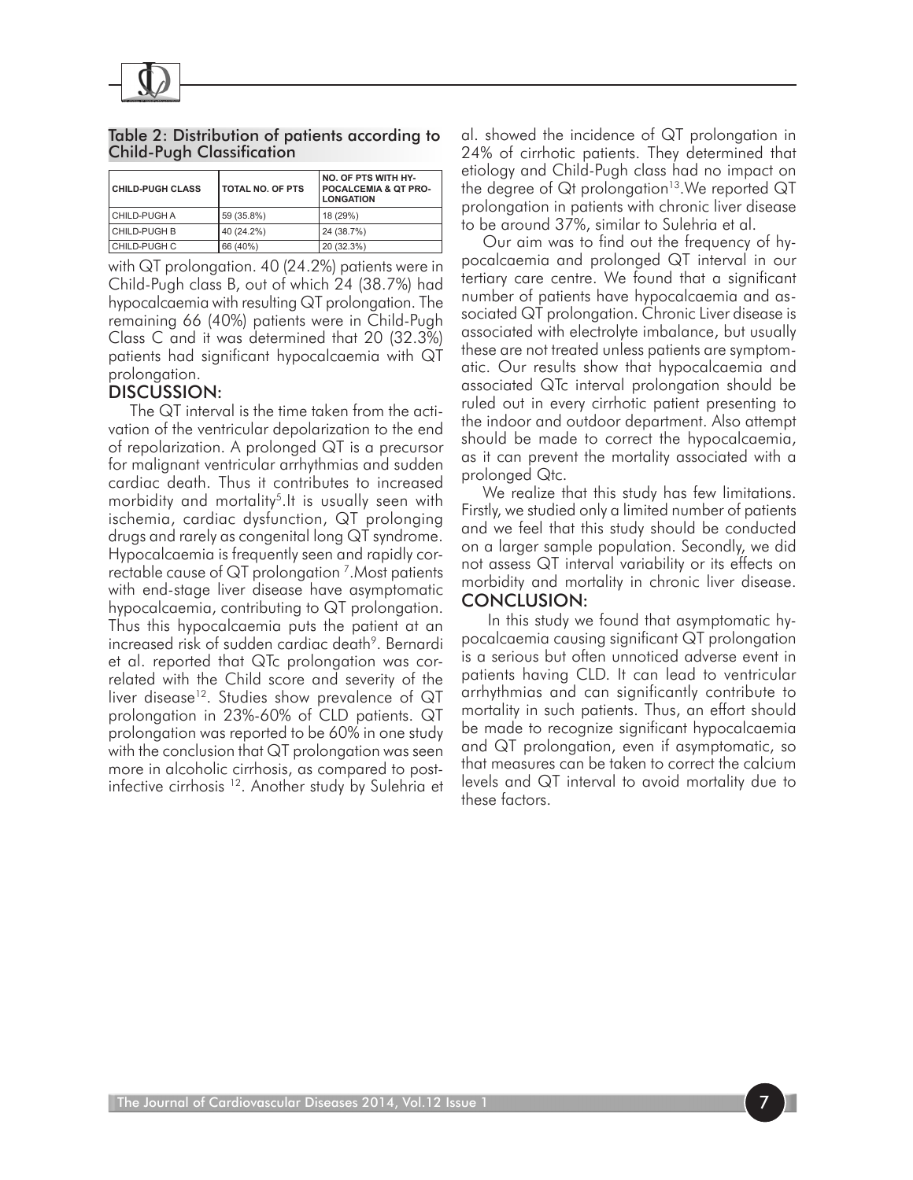Table 2: Distribution of patients according to Child-Pugh Classification

| CHILD-PUGH CLASS | TOTAL NO. OF PTS | NO. OF PTS WITH HY-POCALCEMIA & QT PRO-LONGATION |
|---|---|---|
| CHILD-PUGH A | 59 (35.8%) | 18 (29%) |
| CHILD-PUGH B | 40 (24.2%) | 24 (38.7%) |
| CHILD-PUGH C | 66 (40%) | 20 (32.3%) |

with QT prolongation. 40 (24.2%) patients were in Child-Pugh class B, out of which 24 (38.7%) had hypocalcaemia with resulting QT prolongation. The remaining 66 (40%) patients were in Child-Pugh Class C and it was determined that 20 (32.3%) patients had significant hypocalcaemia with QT prolongation.

## DISCUSSION:

The QT interval is the time taken from the activation of the ventricular depolarization to the end of repolarization. A prolonged QT is a precursor for malignant ventricular arrhythmias and sudden cardiac death. Thus it contributes to increased morbidity and mortality[5].It is usually seen with ischemia, cardiac dysfunction, QT prolonging drugs and rarely as congenital long QT syndrome. Hypocalcaemia is frequently seen and rapidly correctable cause of QT prolongation [7].Most patients with end-stage liver disease have asymptomatic hypocalcaemia, contributing to QT prolongation. Thus this hypocalcaemia puts the patient at an increased risk of sudden cardiac death[9]. Bernardi et al. reported that QTc prolongation was correlated with the Child score and severity of the liver disease[12]. Studies show prevalence of QT prolongation in 23%-60% of CLD patients. QT prolongation was reported to be 60% in one study with the conclusion that QT prolongation was seen more in alcoholic cirrhosis, as compared to post-infective cirrhosis [12]. Another study by Sulehria et al. showed the incidence of QT prolongation in 24% of cirrhotic patients. They determined that etiology and Child-Pugh class had no impact on the degree of Qt prolongation[13].We reported QT prolongation in patients with chronic liver disease to be around 37%, similar to Sulehria et al.

Our aim was to find out the frequency of hypocalcaemia and prolonged QT interval in our tertiary care centre. We found that a significant number of patients have hypocalcaemia and associated QT prolongation. Chronic Liver disease is associated with electrolyte imbalance, but usually these are not treated unless patients are symptomatic. Our results show that hypocalcaemia and associated QTc interval prolongation should be ruled out in every cirrhotic patient presenting to the indoor and outdoor department. Also attempt should be made to correct the hypocalcaemia, as it can prevent the mortality associated with a prolonged Qtc.

We realize that this study has few limitations. Firstly, we studied only a limited number of patients and we feel that this study should be conducted on a larger sample population. Secondly, we did not assess QT interval variability or its effects on morbidity and mortality in chronic liver disease.

## CONCLUSION:

In this study we found that asymptomatic hypocalcaemia causing significant QT prolongation is a serious but often unnoticed adverse event in patients having CLD. It can lead to ventricular arrhythmias and can significantly contribute to mortality in such patients. Thus, an effort should be made to recognize significant hypocalcaemia and QT prolongation, even if asymptomatic, so that measures can be taken to correct the calcium levels and QT interval to avoid mortality due to these factors.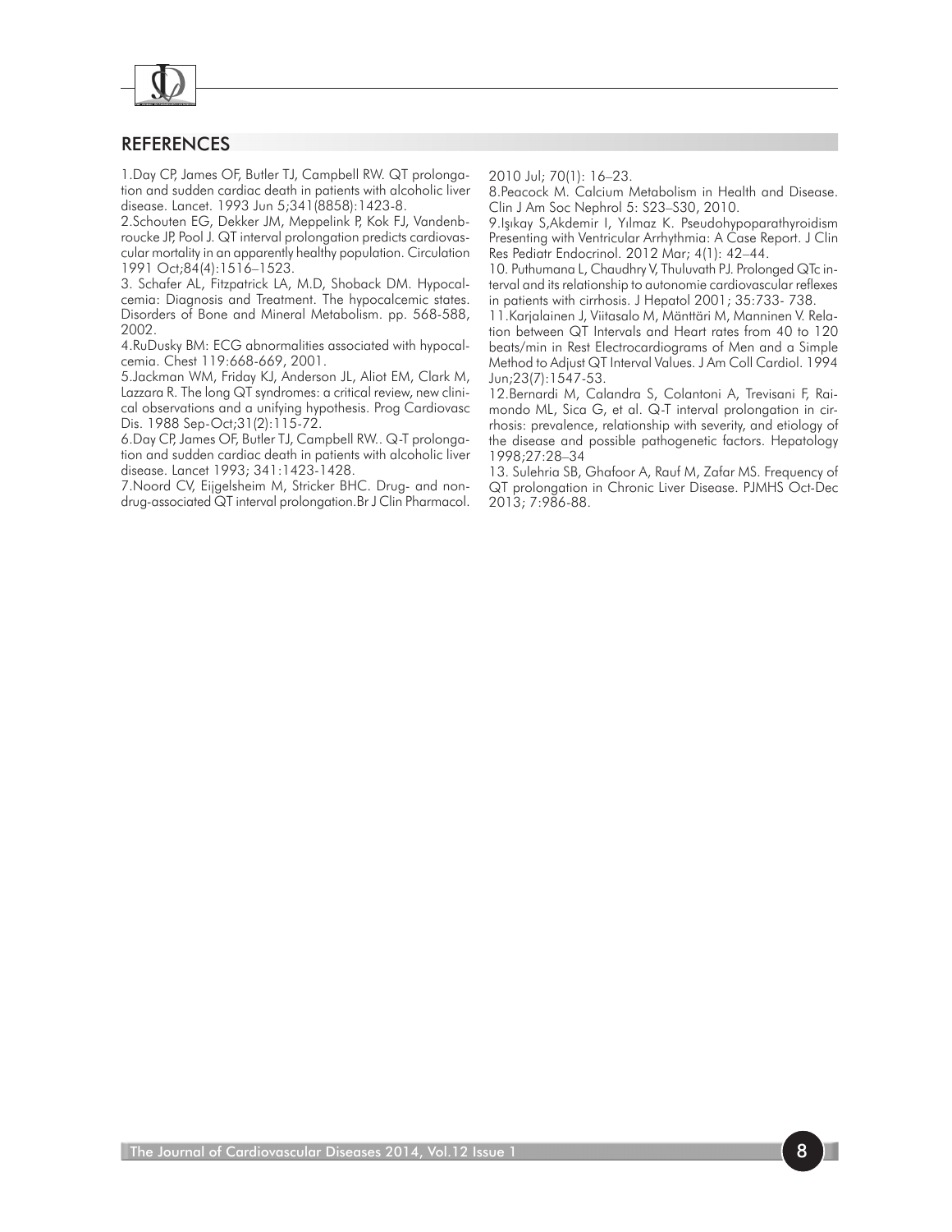## REFERENCES

1.Day CP, James OF, Butler TJ, Campbell RW. QT prolongation and sudden cardiac death in patients with alcoholic liver disease. Lancet. 1993 Jun 5;341(8858):1423-8.

2.Schouten EG, Dekker JM, Meppelink P, Kok FJ, Vandenbroucke JP, Pool J. QT interval prolongation predicts cardiovascular mortality in an apparently healthy population. Circulation 1991 Oct;84(4):1516–1523.

3. Schafer AL, Fitzpatrick LA, M.D, Shoback DM. Hypocalcemia: Diagnosis and Treatment. The hypocalcemic states. Disorders of Bone and Mineral Metabolism. pp. 568-588, 2002.

4.RuDusky BM: ECG abnormalities associated with hypocalcemia. Chest 119:668-669, 2001.

5.Jackman WM, Friday KJ, Anderson JL, Aliot EM, Clark M, Lazzara R. The long QT syndromes: a critical review, new clinical observations and a unifying hypothesis. Prog Cardiovasc Dis. 1988 Sep-Oct;31(2):115-72.

6.Day CP, James OF, Butler TJ, Campbell RW.. Q-T prolongation and sudden cardiac death in patients with alcoholic liver disease. Lancet 1993; 341:1423-1428.

7.Noord CV, Eijgelsheim M, Stricker BHC. Drug- and non-drug-associated QT interval prolongation.Br J Clin Pharmacol. 2010 Jul; 70(1): 16–23.

8.Peacock M. Calcium Metabolism in Health and Disease. Clin J Am Soc Nephrol 5: S23–S30, 2010.

9.Işıkay S,Akdemir I, Yılmaz K. Pseudohypoparathyroidism Presenting with Ventricular Arrhythmia: A Case Report. J Clin Res Pediatr Endocrinol. 2012 Mar; 4(1): 42–44.

10. Puthumana L, Chaudhry V, Thuluvath PJ. Prolonged QTc interval and its relationship to autonomie cardiovascular reflexes in patients with cirrhosis. J Hepatol 2001; 35:733- 738.

11.Karjalainen J, Viitasalo M, Mänttäri M, Manninen V. Relation between QT Intervals and Heart rates from 40 to 120 beats/min in Rest Electrocardiograms of Men and a Simple Method to Adjust QT Interval Values. J Am Coll Cardiol. 1994 Jun;23(7):1547-53.

12.Bernardi M, Calandra S, Colantoni A, Trevisani F, Raimondo ML, Sica G, et al. Q-T interval prolongation in cirrhosis: prevalence, relationship with severity, and etiology of the disease and possible pathogenetic factors. Hepatology 1998;27:28–34

13. Sulehria SB, Ghafoor A, Rauf M, Zafar MS. Frequency of QT prolongation in Chronic Liver Disease. PJMHS Oct-Dec 2013; 7:986-88.